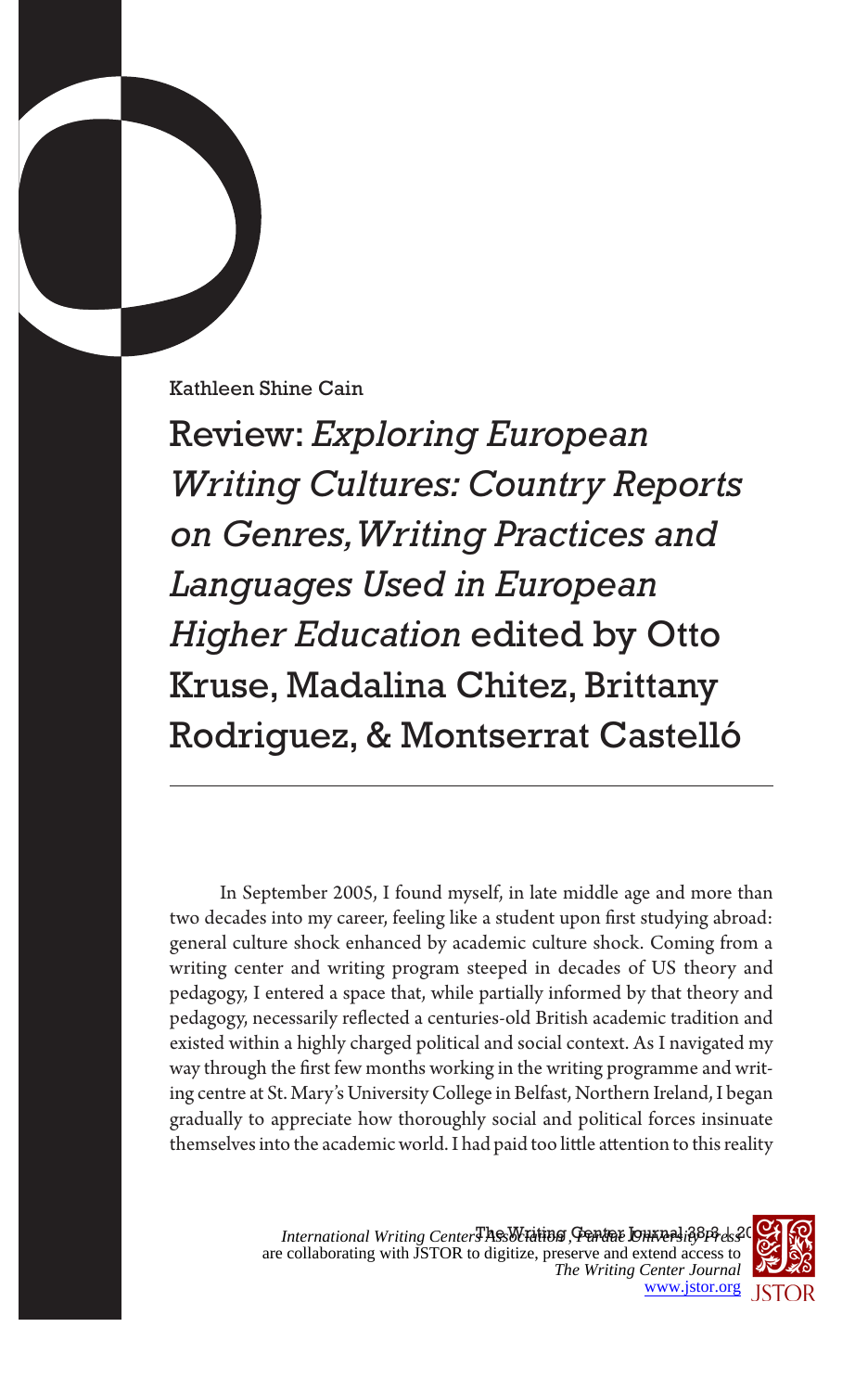Kathleen Shine Cain

# Review: *Exploring European Writing Cultures: Country Reports on Genres, Writing Practices and Languages Used in European Higher Education* edited by Otto Kruse, Madalina Chitez, Brittany Rodriguez, & Montserrat Castelló

In September 2005, I found myself, in late middle age and more than two decades into my career, feeling like a student upon first studying abroad: general culture shock enhanced by academic culture shock. Coming from a writing center and writing program steeped in decades of US theory and pedagogy, I entered a space that, while partially informed by that theory and pedagogy, necessarily reflected a centuries-old British academic tradition and existed within a highly charged political and social context. As I navigated my way through the first few months working in the writing programme and writing centre at St. Mary's University College in Belfast, Northern Ireland, I began gradually to appreciate how thoroughly social and political forces insinuate themselves into the academic world. I had paid too little attention to this reality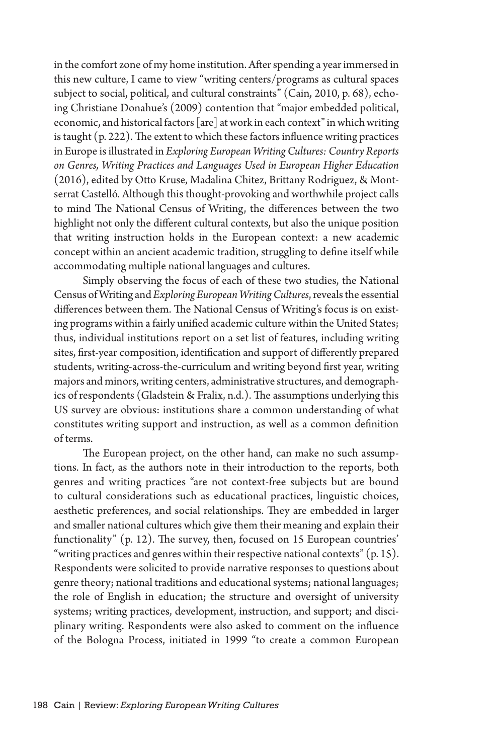in the comfort zone of my home institution. After spending a year immersed in this new culture, I came to view "writing centers/programs as cultural spaces subject to social, political, and cultural constraints" (Cain, 2010, p. 68), echoing Christiane Donahue's (2009) contention that "major embedded political, economic, and historical factors [are] at work in each context" in which writing is taught (p. 222). The extent to which these factors influence writing practices in Europe is illustrated in *Exploring European Writing Cultures: Country Reports on Genres, Writing Practices and Languages Used in European Higher Education* (2016), edited by Otto Kruse, Madalina Chitez, Brittany Rodriguez, & Montserrat Castelló. Although this thought-provoking and worthwhile project calls to mind The National Census of Writing, the differences between the two highlight not only the different cultural contexts, but also the unique position that writing instruction holds in the European context: a new academic concept within an ancient academic tradition, struggling to define itself while accommodating multiple national languages and cultures.

Simply observing the focus of each of these two studies, the National Census of Writing and *Exploring European Writing Cultures*, reveals the essential differences between them. The National Census of Writing's focus is on existing programs within a fairly unified academic culture within the United States; thus, individual institutions report on a set list of features, including writing sites, first-year composition, identification and support of differently prepared students, writing-across-the-curriculum and writing beyond first year, writing majors and minors, writing centers, administrative structures, and demographics of respondents (Gladstein & Fralix, n.d.). The assumptions underlying this US survey are obvious: institutions share a common understanding of what constitutes writing support and instruction, as well as a common definition of terms.

The European project, on the other hand, can make no such assumptions. In fact, as the authors note in their introduction to the reports, both genres and writing practices "are not context-free subjects but are bound to cultural considerations such as educational practices, linguistic choices, aesthetic preferences, and social relationships. They are embedded in larger and smaller national cultures which give them their meaning and explain their functionality" (p. 12). The survey, then, focused on 15 European countries' "writing practices and genres within their respective national contexts" (p. 15). Respondents were solicited to provide narrative responses to questions about genre theory; national traditions and educational systems; national languages; the role of English in education; the structure and oversight of university systems; writing practices, development, instruction, and support; and disciplinary writing. Respondents were also asked to comment on the influence of the Bologna Process, initiated in 1999 "to create a common European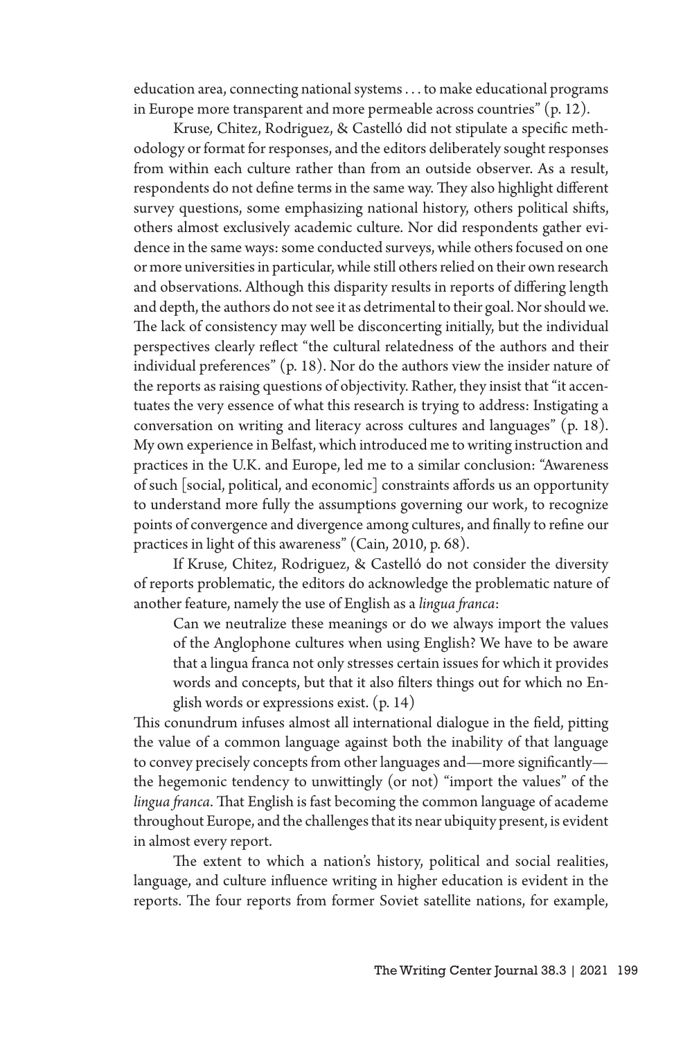education area, connecting national systems . . . to make educational programs in Europe more transparent and more permeable across countries" (p. 12).

Kruse, Chitez, Rodriguez, & Castelló did not stipulate a specific methodology or format for responses, and the editors deliberately sought responses from within each culture rather than from an outside observer. As a result, respondents do not define terms in the same way. They also highlight different survey questions, some emphasizing national history, others political shifts, others almost exclusively academic culture. Nor did respondents gather evidence in the same ways: some conducted surveys, while others focused on one or more universities in particular, while still others relied on their own research and observations. Although this disparity results in reports of differing length and depth, the authors do not see it as detrimental to their goal. Nor should we. The lack of consistency may well be disconcerting initially, but the individual perspectives clearly reflect "the cultural relatedness of the authors and their individual preferences" (p. 18). Nor do the authors view the insider nature of the reports as raising questions of objectivity. Rather, they insist that "it accentuates the very essence of what this research is trying to address: Instigating a conversation on writing and literacy across cultures and languages" (p. 18). My own experience in Belfast, which introduced me to writing instruction and practices in the U.K. and Europe, led me to a similar conclusion: "Awareness of such [social, political, and economic] constraints affords us an opportunity to understand more fully the assumptions governing our work, to recognize points of convergence and divergence among cultures, and finally to refine our practices in light of this awareness" (Cain, 2010, p. 68).

If Kruse, Chitez, Rodriguez, & Castelló do not consider the diversity of reports problematic, the editors do acknowledge the problematic nature of another feature, namely the use of English as a *lingua franca*:

> Can we neutralize these meanings or do we always import the values of the Anglophone cultures when using English? We have to be aware that a lingua franca not only stresses certain issues for which it provides words and concepts, but that it also filters things out for which no English words or expressions exist. (p. 14)

This conundrum infuses almost all international dialogue in the field, pitting the value of a common language against both the inability of that language to convey precisely concepts from other languages and—more significantly—the hegemonic tendency to unwittingly (or not) "import the values" of the *lingua franca*. That English is fast becoming the common language of academe throughout Europe, and the challenges that its near ubiquity present, is evident in almost every report.

The extent to which a nation's history, political and social realities, language, and culture influence writing in higher education is evident in the reports. The four reports from former Soviet satellite nations, for example,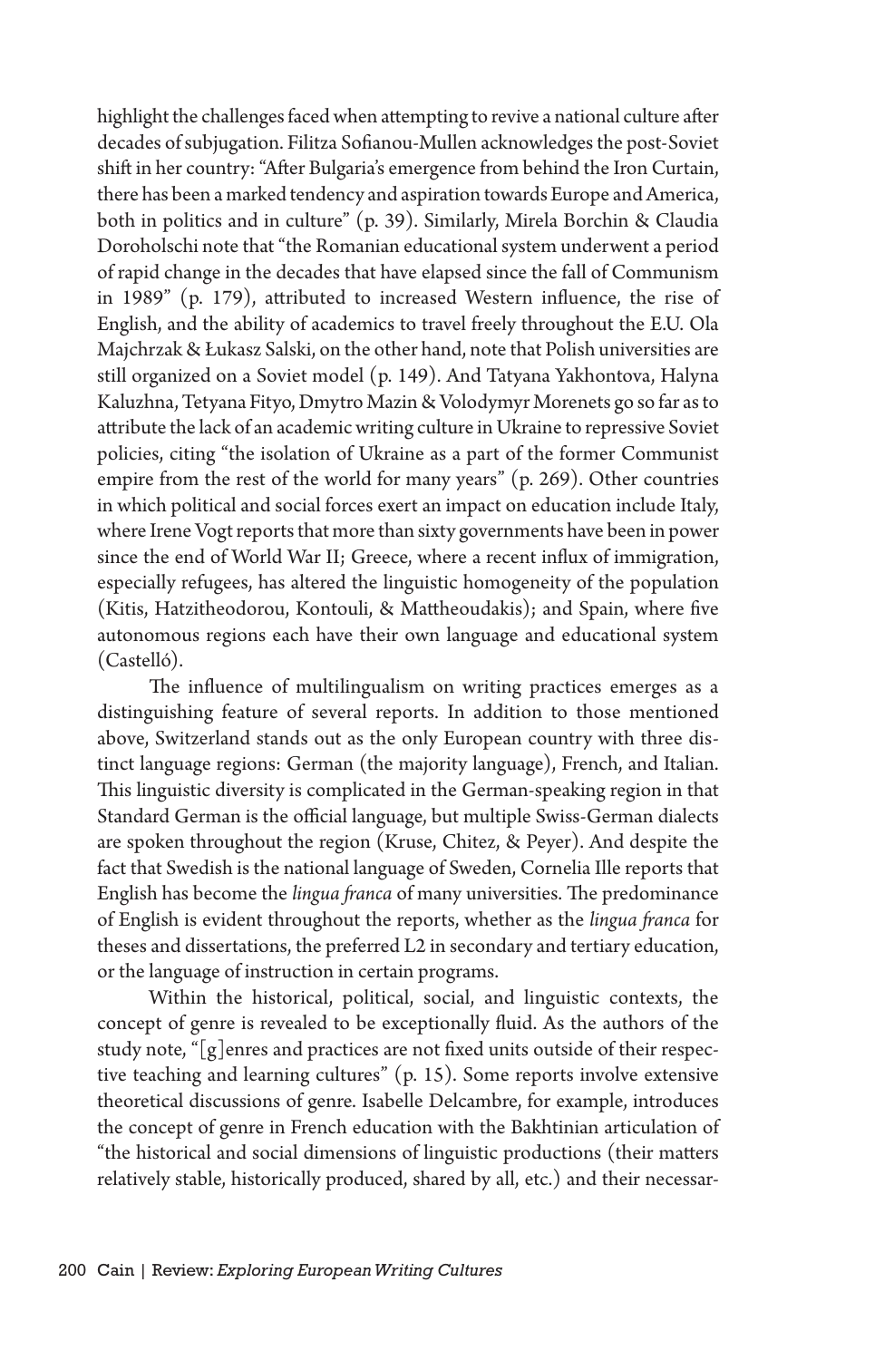highlight the challenges faced when attempting to revive a national culture after decades of subjugation. Filitza Sofianou-Mullen acknowledges the post-Soviet shift in her country: "After Bulgaria's emergence from behind the Iron Curtain, there has been a marked tendency and aspiration towards Europe and America, both in politics and in culture" (p. 39). Similarly, Mirela Borchin & Claudia Doroholschi note that "the Romanian educational system underwent a period of rapid change in the decades that have elapsed since the fall of Communism in 1989" (p. 179), attributed to increased Western influence, the rise of English, and the ability of academics to travel freely throughout the E.U. Ola Majchrzak & Łukasz Salski, on the other hand, note that Polish universities are still organized on a Soviet model (p. 149). And Tatyana Yakhontova, Halyna Kaluzhna, Tetyana Fityo, Dmytro Mazin & Volodymyr Morenets go so far as to attribute the lack of an academic writing culture in Ukraine to repressive Soviet policies, citing "the isolation of Ukraine as a part of the former Communist empire from the rest of the world for many years" (p. 269). Other countries in which political and social forces exert an impact on education include Italy, where Irene Vogt reports that more than sixty governments have been in power since the end of World War II; Greece, where a recent influx of immigration, especially refugees, has altered the linguistic homogeneity of the population (Kitis, Hatzitheodorou, Kontouli, & Mattheoudakis); and Spain, where five autonomous regions each have their own language and educational system (Castelló).

The influence of multilingualism on writing practices emerges as a distinguishing feature of several reports. In addition to those mentioned above, Switzerland stands out as the only European country with three distinct language regions: German (the majority language), French, and Italian. This linguistic diversity is complicated in the German-speaking region in that Standard German is the official language, but multiple Swiss-German dialects are spoken throughout the region (Kruse, Chitez, & Peyer). And despite the fact that Swedish is the national language of Sweden, Cornelia Ille reports that English has become the *lingua franca* of many universities. The predominance of English is evident throughout the reports, whether as the *lingua franca* for theses and dissertations, the preferred L2 in secondary and tertiary education, or the language of instruction in certain programs.

Within the historical, political, social, and linguistic contexts, the concept of genre is revealed to be exceptionally fluid. As the authors of the study note, "[g]enres and practices are not fixed units outside of their respective teaching and learning cultures" (p. 15). Some reports involve extensive theoretical discussions of genre. Isabelle Delcambre, for example, introduces the concept of genre in French education with the Bakhtinian articulation of "the historical and social dimensions of linguistic productions (their matters relatively stable, historically produced, shared by all, etc.) and their necessar-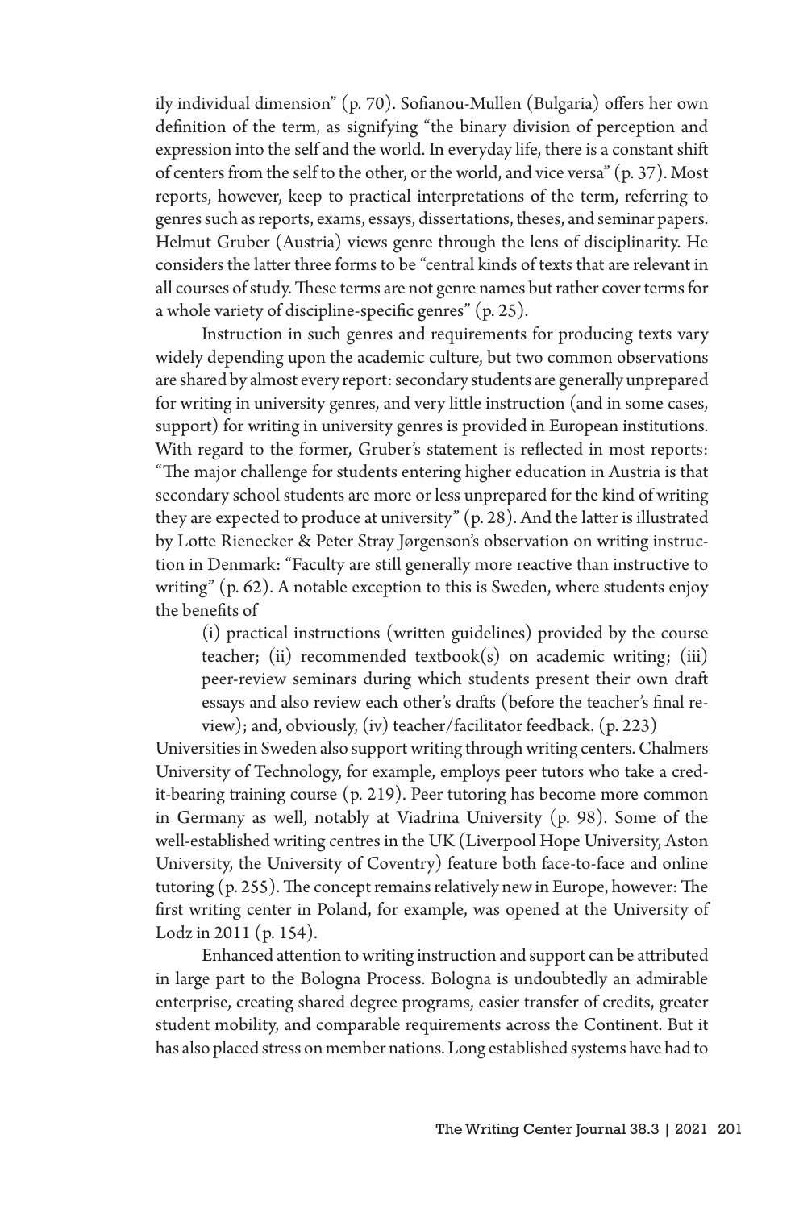ily individual dimension" (p. 70). Sofianou-Mullen (Bulgaria) offers her own definition of the term, as signifying "the binary division of perception and expression into the self and the world. In everyday life, there is a constant shift of centers from the self to the other, or the world, and vice versa" (p. 37). Most reports, however, keep to practical interpretations of the term, referring to genres such as reports, exams, essays, dissertations, theses, and seminar papers. Helmut Gruber (Austria) views genre through the lens of disciplinarity. He considers the latter three forms to be "central kinds of texts that are relevant in all courses of study. These terms are not genre names but rather cover terms for a whole variety of discipline-specific genres" (p. 25).

Instruction in such genres and requirements for producing texts vary widely depending upon the academic culture, but two common observations are shared by almost every report: secondary students are generally unprepared for writing in university genres, and very little instruction (and in some cases, support) for writing in university genres is provided in European institutions. With regard to the former, Gruber's statement is reflected in most reports: "The major challenge for students entering higher education in Austria is that secondary school students are more or less unprepared for the kind of writing they are expected to produce at university" (p. 28). And the latter is illustrated by Lotte Rienecker & Peter Stray Jørgenson's observation on writing instruction in Denmark: "Faculty are still generally more reactive than instructive to writing" (p. 62). A notable exception to this is Sweden, where students enjoy the benefits of

> (i) practical instructions (written guidelines) provided by the course teacher; (ii) recommended textbook(s) on academic writing; (iii) peer-review seminars during which students present their own draft essays and also review each other's drafts (before the teacher's final review); and, obviously, (iv) teacher/facilitator feedback. (p. 223)

Universities in Sweden also support writing through writing centers. Chalmers University of Technology, for example, employs peer tutors who take a credit-bearing training course (p. 219). Peer tutoring has become more common in Germany as well, notably at Viadrina University (p. 98). Some of the well-established writing centres in the UK (Liverpool Hope University, Aston University, the University of Coventry) feature both face-to-face and online tutoring (p. 255). The concept remains relatively new in Europe, however: The first writing center in Poland, for example, was opened at the University of Lodz in 2011 (p. 154).

Enhanced attention to writing instruction and support can be attributed in large part to the Bologna Process. Bologna is undoubtedly an admirable enterprise, creating shared degree programs, easier transfer of credits, greater student mobility, and comparable requirements across the Continent. But it has also placed stress on member nations. Long established systems have had to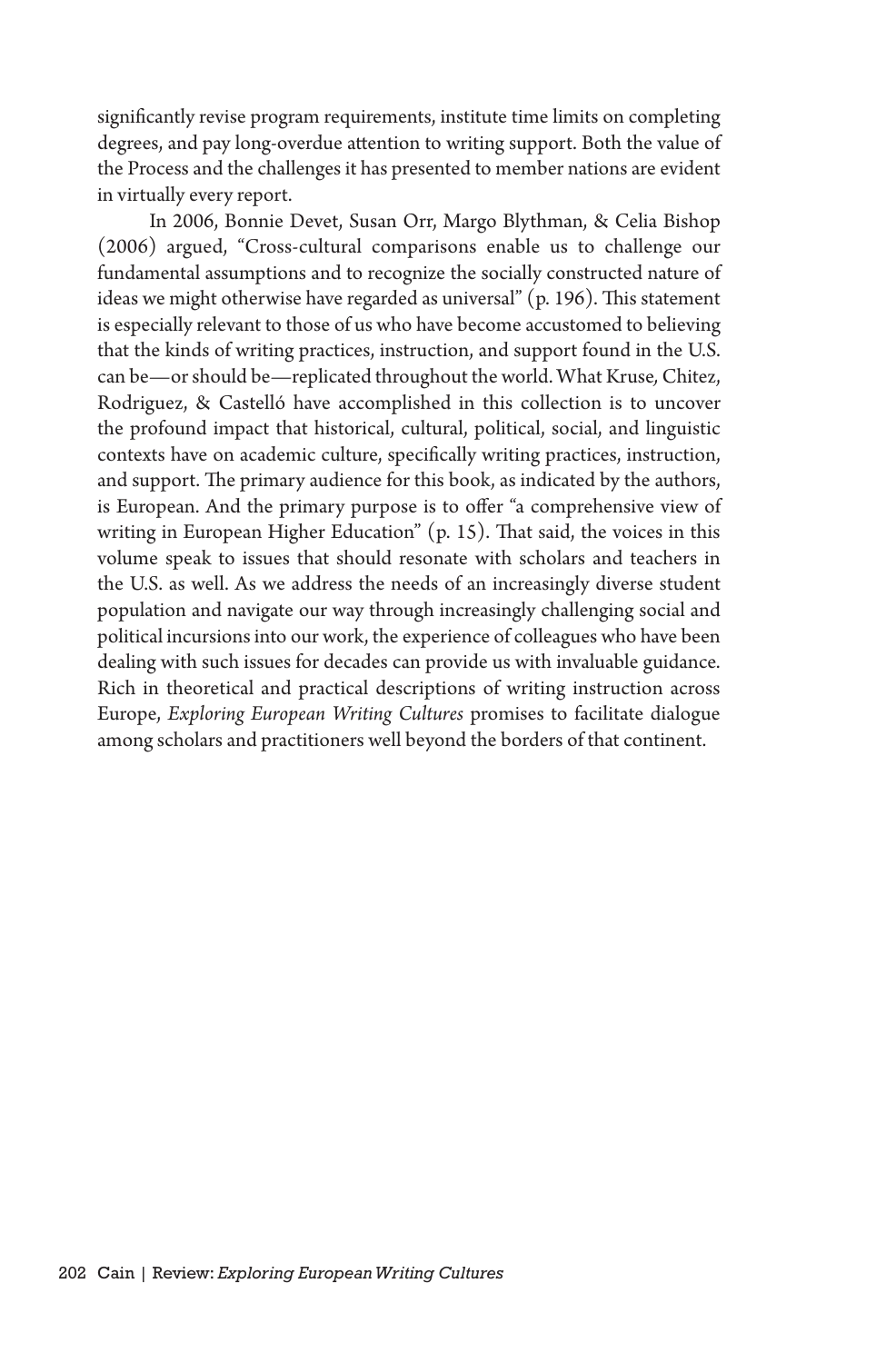significantly revise program requirements, institute time limits on completing degrees, and pay long-overdue attention to writing support. Both the value of the Process and the challenges it has presented to member nations are evident in virtually every report.

In 2006, Bonnie Devet, Susan Orr, Margo Blythman, & Celia Bishop (2006) argued, "Cross-cultural comparisons enable us to challenge our fundamental assumptions and to recognize the socially constructed nature of ideas we might otherwise have regarded as universal" (p. 196). This statement is especially relevant to those of us who have become accustomed to believing that the kinds of writing practices, instruction, and support found in the U.S. can be—or should be—replicated throughout the world. What Kruse, Chitez, Rodriguez, & Castelló have accomplished in this collection is to uncover the profound impact that historical, cultural, political, social, and linguistic contexts have on academic culture, specifically writing practices, instruction, and support. The primary audience for this book, as indicated by the authors, is European. And the primary purpose is to offer "a comprehensive view of writing in European Higher Education" (p. 15). That said, the voices in this volume speak to issues that should resonate with scholars and teachers in the U.S. as well. As we address the needs of an increasingly diverse student population and navigate our way through increasingly challenging social and political incursions into our work, the experience of colleagues who have been dealing with such issues for decades can provide us with invaluable guidance. Rich in theoretical and practical descriptions of writing instruction across Europe, *Exploring European Writing Cultures* promises to facilitate dialogue among scholars and practitioners well beyond the borders of that continent.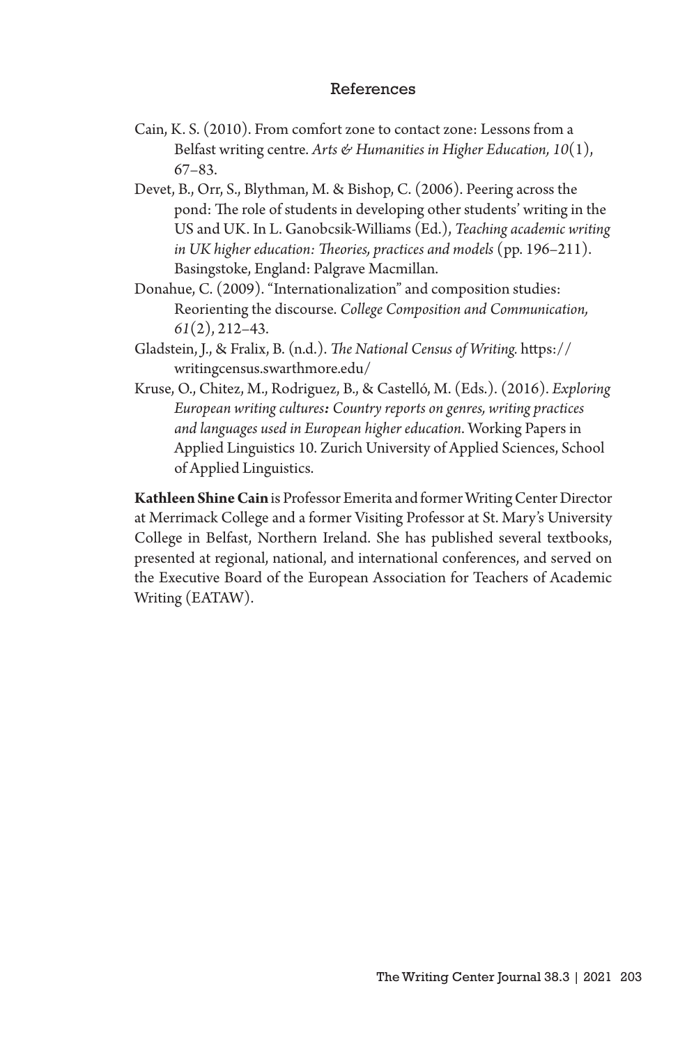## References

Cain, K. S. (2010). From comfort zone to contact zone: Lessons from a Belfast writing centre. *Arts & Humanities in Higher Education, 10*(1), 67–83.

Devet, B., Orr, S., Blythman, M. & Bishop, C. (2006). Peering across the pond: The role of students in developing other students' writing in the US and UK. In L. Ganobcsik-Williams (Ed.), *Teaching academic writing in UK higher education: Theories, practices and models* (pp. 196–211). Basingstoke, England: Palgrave Macmillan.

Donahue, C. (2009). "Internationalization" and composition studies: Reorienting the discourse. *College Composition and Communication, 61*(2), 212–43.

Gladstein, J., & Fralix, B. (n.d.). *The National Census of Writing.* https://writingcensus.swarthmore.edu/

Kruse, O., Chitez, M., Rodriguez, B., & Castelló, M. (Eds.). (2016). *Exploring European writing cultures: Country reports on genres, writing practices and languages used in European higher education*. Working Papers in Applied Linguistics 10. Zurich University of Applied Sciences, School of Applied Linguistics.

**Kathleen Shine Cain** is Professor Emerita and former Writing Center Director at Merrimack College and a former Visiting Professor at St. Mary's University College in Belfast, Northern Ireland. She has published several textbooks, presented at regional, national, and international conferences, and served on the Executive Board of the European Association for Teachers of Academic Writing (EATAW).